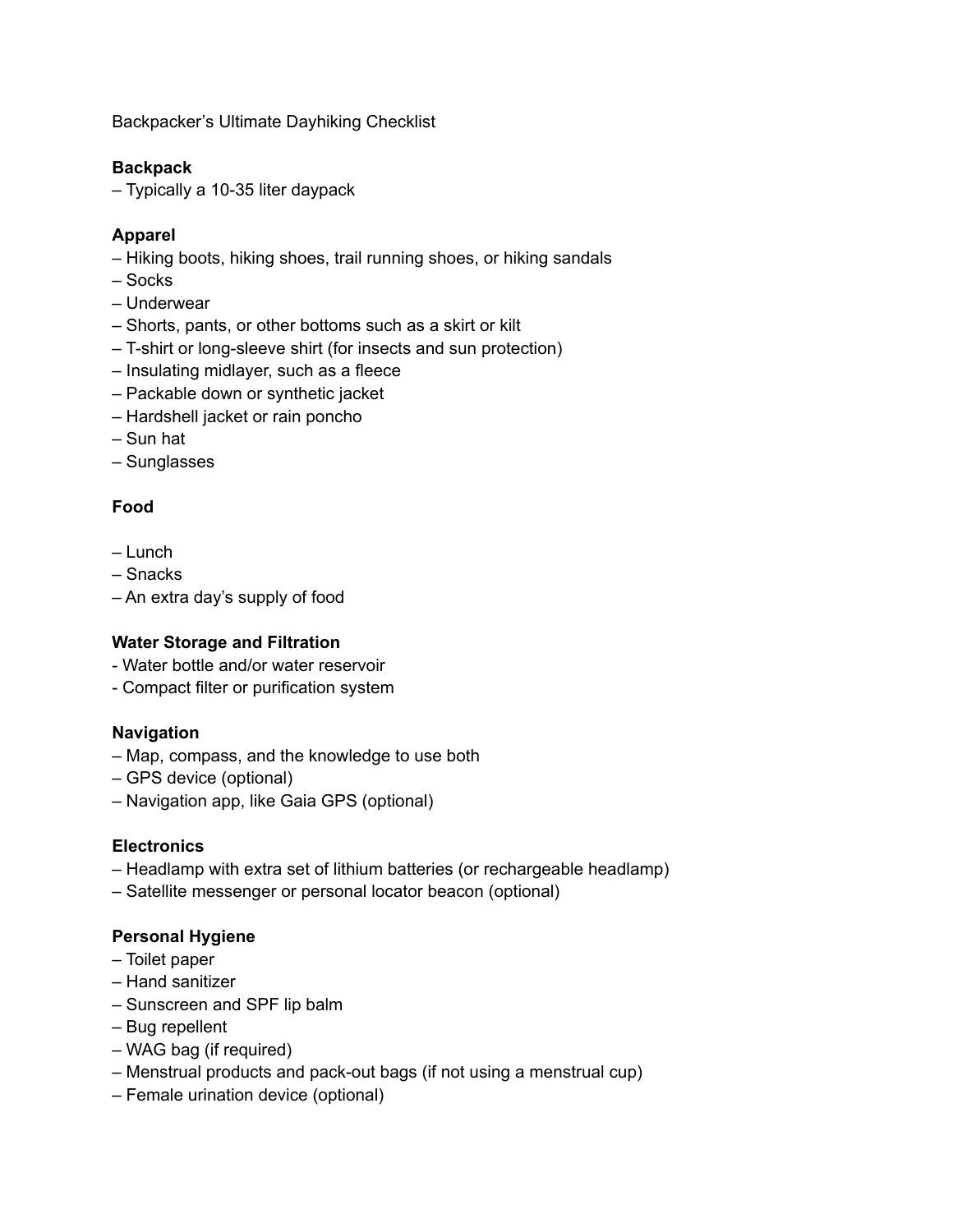Backpacker's Ultimate Dayhiking Checklist

**Backpack**

– Typically a 10-35 liter daypack

**Apparel**

– Hiking boots, hiking shoes, trail running shoes, or hiking sandals
– Socks
– Underwear
– Shorts, pants, or other bottoms such as a skirt or kilt
– T-shirt or long-sleeve shirt (for insects and sun protection)
– Insulating midlayer, such as a fleece
– Packable down or synthetic jacket
– Hardshell jacket or rain poncho
– Sun hat
– Sunglasses

**Food**

– Lunch
– Snacks
– An extra day's supply of food

**Water Storage and Filtration**

- Water bottle and/or water reservoir
- Compact filter or purification system

**Navigation**

– Map, compass, and the knowledge to use both
– GPS device (optional)
– Navigation app, like Gaia GPS (optional)

**Electronics**

– Headlamp with extra set of lithium batteries (or rechargeable headlamp)
– Satellite messenger or personal locator beacon (optional)

**Personal Hygiene**

– Toilet paper
– Hand sanitizer
– Sunscreen and SPF lip balm
– Bug repellent
– WAG bag (if required)
– Menstrual products and pack-out bags (if not using a menstrual cup)
– Female urination device (optional)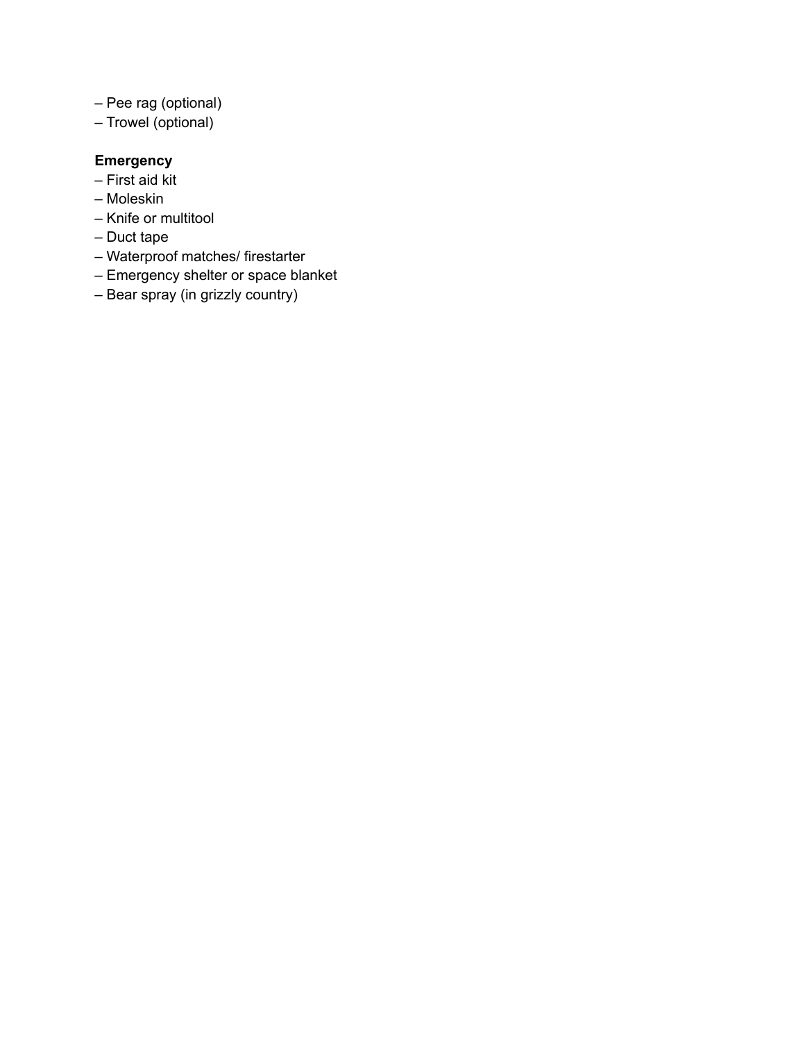– Pee rag (optional)
– Trowel (optional)

**Emergency**
– First aid kit
– Moleskin
– Knife or multitool
– Duct tape
– Waterproof matches/ firestarter
– Emergency shelter or space blanket
– Bear spray (in grizzly country)